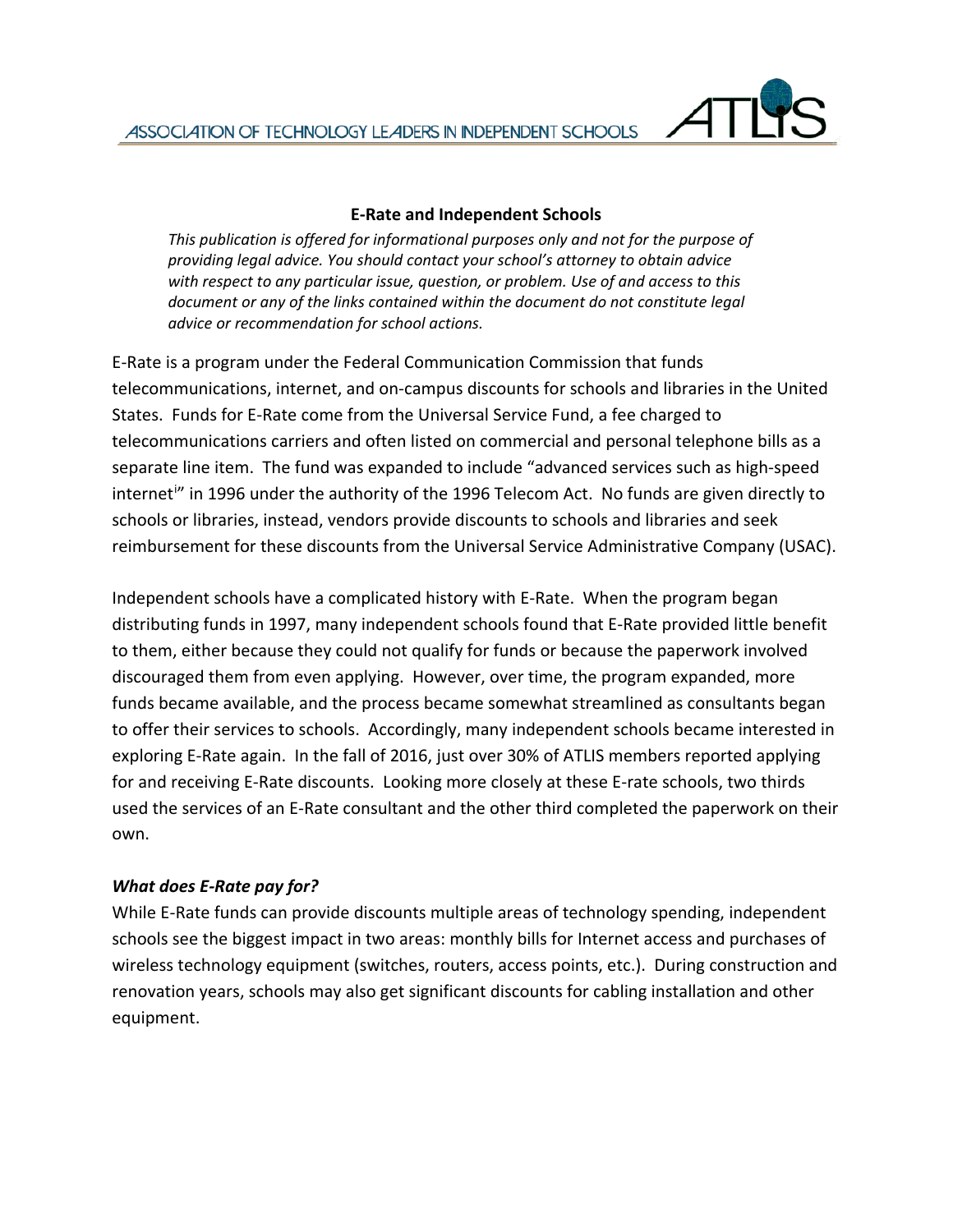# E-Rate and Independent Schools

*This publication is offered for informational purposes only and not for the purpose of providing legal advice. You should contact your school's attorney to obtain advice with respect to any particular issue, question, or problem. Use of and access to this document or any of the links contained within the document do not constitute legal advice or recommendation for school actions.*

E-Rate is a program under the Federal Communication Commission that funds telecommunications, internet, and on-campus discounts for schools and libraries in the United States. Funds for E-Rate come from the Universal Service Fund, a fee charged to telecommunications carriers and often listed on commercial and personal telephone bills as a separate line item. The fund was expanded to include "advanced services such as high-speed internet[i]" in 1996 under the authority of the 1996 Telecom Act. No funds are given directly to schools or libraries, instead, vendors provide discounts to schools and libraries and seek reimbursement for these discounts from the Universal Service Administrative Company (USAC).

Independent schools have a complicated history with E-Rate. When the program began distributing funds in 1997, many independent schools found that E-Rate provided little benefit to them, either because they could not qualify for funds or because the paperwork involved discouraged them from even applying. However, over time, the program expanded, more funds became available, and the process became somewhat streamlined as consultants began to offer their services to schools. Accordingly, many independent schools became interested in exploring E-Rate again. In the fall of 2016, just over 30% of ATLIS members reported applying for and receiving E-Rate discounts. Looking more closely at these E-rate schools, two thirds used the services of an E-Rate consultant and the other third completed the paperwork on their own.

### *What does E-Rate pay for?*

While E-Rate funds can provide discounts multiple areas of technology spending, independent schools see the biggest impact in two areas: monthly bills for Internet access and purchases of wireless technology equipment (switches, routers, access points, etc.). During construction and renovation years, schools may also get significant discounts for cabling installation and other equipment.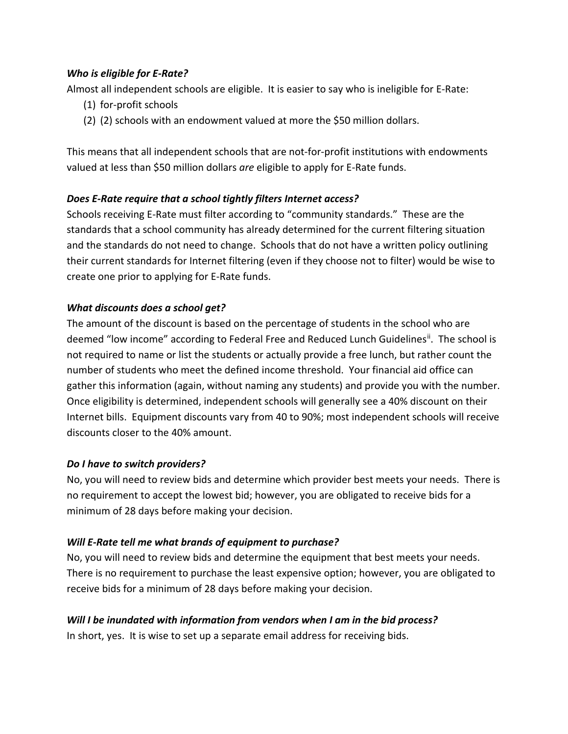***Who is eligible for E-Rate?***

Almost all independent schools are eligible. It is easier to say who is ineligible for E-Rate:

(1) for-profit schools
(2) (2) schools with an endowment valued at more the $50 million dollars.

This means that all independent schools that are not-for-profit institutions with endowments valued at less than $50 million dollars *are* eligible to apply for E-Rate funds.

***Does E-Rate require that a school tightly filters Internet access?***

Schools receiving E-Rate must filter according to "community standards." These are the standards that a school community has already determined for the current filtering situation and the standards do not need to change. Schools that do not have a written policy outlining their current standards for Internet filtering (even if they choose not to filter) would be wise to create one prior to applying for E-Rate funds.

***What discounts does a school get?***

The amount of the discount is based on the percentage of students in the school who are deemed "low income" according to Federal Free and Reduced Lunch Guidelines[ii]. The school is not required to name or list the students or actually provide a free lunch, but rather count the number of students who meet the defined income threshold. Your financial aid office can gather this information (again, without naming any students) and provide you with the number. Once eligibility is determined, independent schools will generally see a 40% discount on their Internet bills. Equipment discounts vary from 40 to 90%; most independent schools will receive discounts closer to the 40% amount.

***Do I have to switch providers?***

No, you will need to review bids and determine which provider best meets your needs. There is no requirement to accept the lowest bid; however, you are obligated to receive bids for a minimum of 28 days before making your decision.

***Will E-Rate tell me what brands of equipment to purchase?***

No, you will need to review bids and determine the equipment that best meets your needs. There is no requirement to purchase the least expensive option; however, you are obligated to receive bids for a minimum of 28 days before making your decision.

***Will I be inundated with information from vendors when I am in the bid process?***

In short, yes. It is wise to set up a separate email address for receiving bids.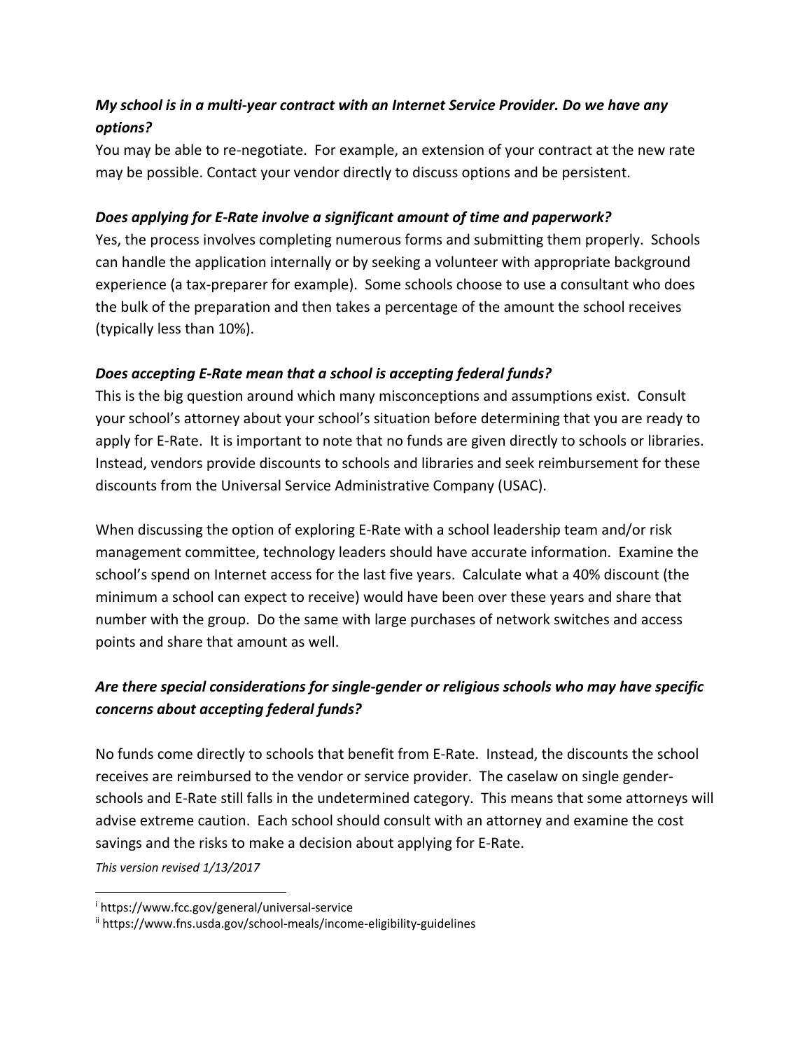***My school is in a multi-year contract with an Internet Service Provider. Do we have any options?***

You may be able to re-negotiate. For example, an extension of your contract at the new rate may be possible. Contact your vendor directly to discuss options and be persistent.

***Does applying for E-Rate involve a significant amount of time and paperwork?***

Yes, the process involves completing numerous forms and submitting them properly. Schools can handle the application internally or by seeking a volunteer with appropriate background experience (a tax-preparer for example). Some schools choose to use a consultant who does the bulk of the preparation and then takes a percentage of the amount the school receives (typically less than 10%).

***Does accepting E-Rate mean that a school is accepting federal funds?***

This is the big question around which many misconceptions and assumptions exist. Consult your school's attorney about your school's situation before determining that you are ready to apply for E-Rate. It is important to note that no funds are given directly to schools or libraries. Instead, vendors provide discounts to schools and libraries and seek reimbursement for these discounts from the Universal Service Administrative Company (USAC).

When discussing the option of exploring E-Rate with a school leadership team and/or risk management committee, technology leaders should have accurate information. Examine the school's spend on Internet access for the last five years. Calculate what a 40% discount (the minimum a school can expect to receive) would have been over these years and share that number with the group. Do the same with large purchases of network switches and access points and share that amount as well.

***Are there special considerations for single-gender or religious schools who may have specific concerns about accepting federal funds?***

No funds come directly to schools that benefit from E-Rate. Instead, the discounts the school receives are reimbursed to the vendor or service provider. The caselaw on single gender-schools and E-Rate still falls in the undetermined category. This means that some attorneys will advise extreme caution. Each school should consult with an attorney and examine the cost savings and the risks to make a decision about applying for E-Rate.

*This version revised 1/13/2017*

---

[i] https://www.fcc.gov/general/universal-service

[ii] https://www.fns.usda.gov/school-meals/income-eligibility-guidelines